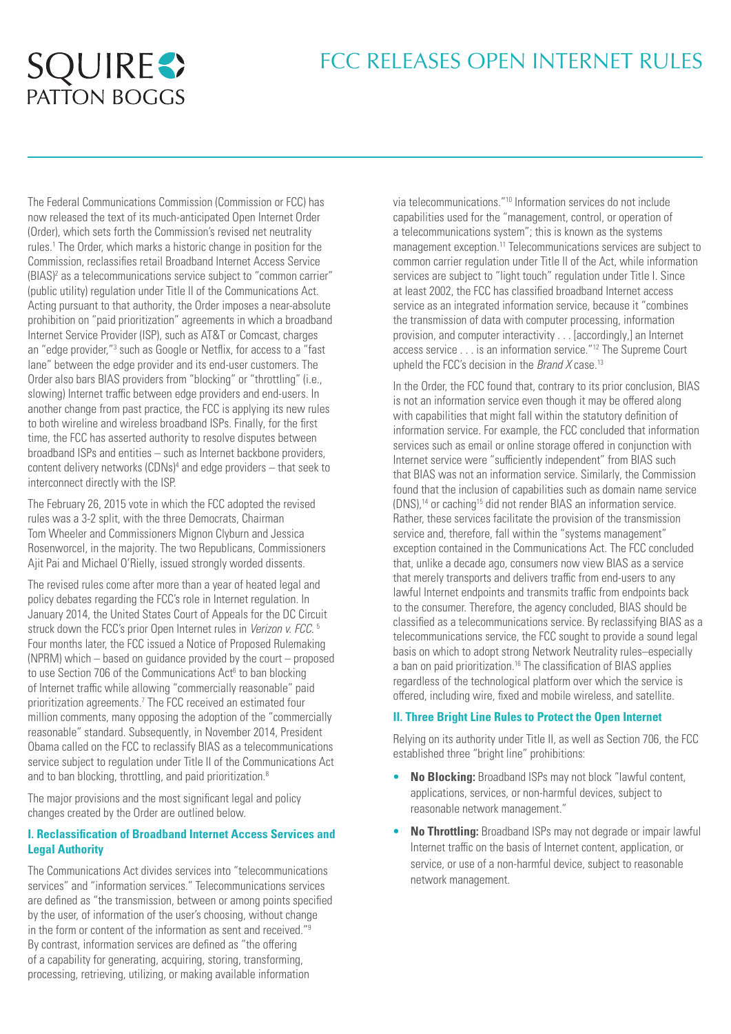# FCC RELEASES OPEN INTERNET RULES

The Federal Communications Commission (Commission or FCC) has now released the text of its much-anticipated Open Internet Order (Order), which sets forth the Commission's revised net neutrality rules.[1] The Order, which marks a historic change in position for the Commission, reclassifies retail Broadband Internet Access Service (BIAS)[2] as a telecommunications service subject to "common carrier" (public utility) regulation under Title II of the Communications Act. Acting pursuant to that authority, the Order imposes a near-absolute prohibition on "paid prioritization" agreements in which a broadband Internet Service Provider (ISP), such as AT&T or Comcast, charges an "edge provider,"[3] such as Google or Netflix, for access to a "fast lane" between the edge provider and its end-user customers. The Order also bars BIAS providers from "blocking" or "throttling" (i.e., slowing) Internet traffic between edge providers and end-users. In another change from past practice, the FCC is applying its new rules to both wireline and wireless broadband ISPs. Finally, for the first time, the FCC has asserted authority to resolve disputes between broadband ISPs and entities – such as Internet backbone providers, content delivery networks (CDNs)[4] and edge providers – that seek to interconnect directly with the ISP.

The February 26, 2015 vote in which the FCC adopted the revised rules was a 3-2 split, with the three Democrats, Chairman Tom Wheeler and Commissioners Mignon Clyburn and Jessica Rosenworcel, in the majority. The two Republicans, Commissioners Ajit Pai and Michael O'Rielly, issued strongly worded dissents.

The revised rules come after more than a year of heated legal and policy debates regarding the FCC's role in Internet regulation. In January 2014, the United States Court of Appeals for the DC Circuit struck down the FCC's prior Open Internet rules in *Verizon v. FCC*.[5] Four months later, the FCC issued a Notice of Proposed Rulemaking (NPRM) which – based on guidance provided by the court – proposed to use Section 706 of the Communications Act[6] to ban blocking of Internet traffic while allowing "commercially reasonable" paid prioritization agreements.[7] The FCC received an estimated four million comments, many opposing the adoption of the "commercially reasonable" standard. Subsequently, in November 2014, President Obama called on the FCC to reclassify BIAS as a telecommunications service subject to regulation under Title II of the Communications Act and to ban blocking, throttling, and paid prioritization.[8]

The major provisions and the most significant legal and policy changes created by the Order are outlined below.

### I. Reclassification of Broadband Internet Access Services and Legal Authority

The Communications Act divides services into "telecommunications services" and "information services." Telecommunications services are defined as "the transmission, between or among points specified by the user, of information of the user's choosing, without change in the form or content of the information as sent and received."[9] By contrast, information services are defined as "the offering of a capability for generating, acquiring, storing, transforming, processing, retrieving, utilizing, or making available information via telecommunications."[10] Information services do not include capabilities used for the "management, control, or operation of a telecommunications system"; this is known as the systems management exception.[11] Telecommunications services are subject to common carrier regulation under Title II of the Act, while information services are subject to "light touch" regulation under Title I. Since at least 2002, the FCC has classified broadband Internet access service as an integrated information service, because it "combines the transmission of data with computer processing, information provision, and computer interactivity . . . [accordingly,] an Internet access service . . . is an information service."[12] The Supreme Court upheld the FCC's decision in the *Brand X* case.[13]

In the Order, the FCC found that, contrary to its prior conclusion, BIAS is not an information service even though it may be offered along with capabilities that might fall within the statutory definition of information service. For example, the FCC concluded that information services such as email or online storage offered in conjunction with Internet service were "sufficiently independent" from BIAS such that BIAS was not an information service. Similarly, the Commission found that the inclusion of capabilities such as domain name service (DNS),[14] or caching[15] did not render BIAS an information service. Rather, these services facilitate the provision of the transmission service and, therefore, fall within the "systems management" exception contained in the Communications Act. The FCC concluded that, unlike a decade ago, consumers now view BIAS as a service that merely transports and delivers traffic from end-users to any lawful Internet endpoints and transmits traffic from endpoints back to the consumer. Therefore, the agency concluded, BIAS should be classified as a telecommunications service. By reclassifying BIAS as a telecommunications service, the FCC sought to provide a sound legal basis on which to adopt strong Network Neutrality rules–especially a ban on paid prioritization.[16] The classification of BIAS applies regardless of the technological platform over which the service is offered, including wire, fixed and mobile wireless, and satellite.

### II. Three Bright Line Rules to Protect the Open Internet

Relying on its authority under Title II, as well as Section 706, the FCC established three "bright line" prohibitions:

- **No Blocking:** Broadband ISPs may not block "lawful content, applications, services, or non-harmful devices, subject to reasonable network management."
- **No Throttling:** Broadband ISPs may not degrade or impair lawful Internet traffic on the basis of Internet content, application, or service, or use of a non-harmful device, subject to reasonable network management.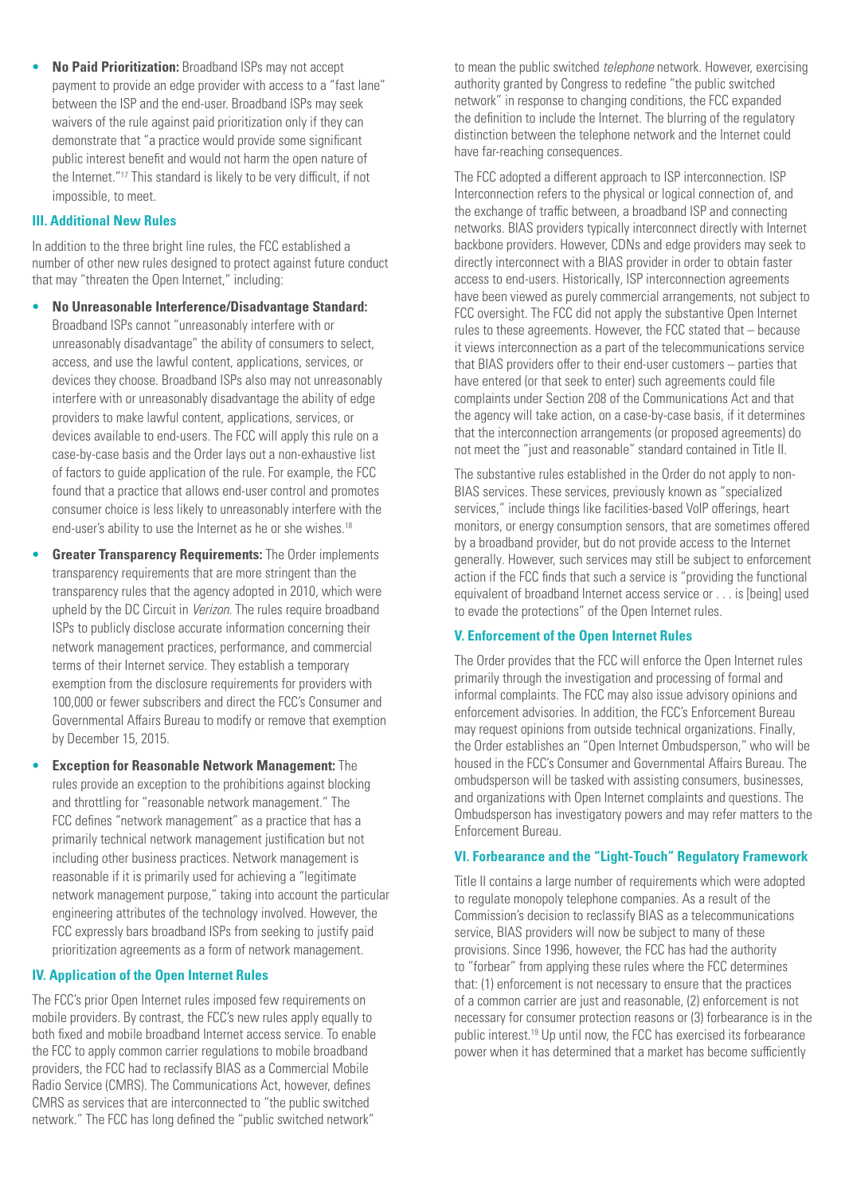- **No Paid Prioritization:** Broadband ISPs may not accept payment to provide an edge provider with access to a "fast lane" between the ISP and the end-user. Broadband ISPs may seek waivers of the rule against paid prioritization only if they can demonstrate that "a practice would provide some significant public interest benefit and would not harm the open nature of the Internet."[17] This standard is likely to be very difficult, if not impossible, to meet.

### III. Additional New Rules

In addition to the three bright line rules, the FCC established a number of other new rules designed to protect against future conduct that may "threaten the Open Internet," including:

- **No Unreasonable Interference/Disadvantage Standard:** Broadband ISPs cannot "unreasonably interfere with or unreasonably disadvantage" the ability of consumers to select, access, and use the lawful content, applications, services, or devices they choose. Broadband ISPs also may not unreasonably interfere with or unreasonably disadvantage the ability of edge providers to make lawful content, applications, services, or devices available to end-users. The FCC will apply this rule on a case-by-case basis and the Order lays out a non-exhaustive list of factors to guide application of the rule. For example, the FCC found that a practice that allows end-user control and promotes consumer choice is less likely to unreasonably interfere with the end-user's ability to use the Internet as he or she wishes.[18]
- **Greater Transparency Requirements:** The Order implements transparency requirements that are more stringent than the transparency rules that the agency adopted in 2010, which were upheld by the DC Circuit in *Verizon*. The rules require broadband ISPs to publicly disclose accurate information concerning their network management practices, performance, and commercial terms of their Internet service. They establish a temporary exemption from the disclosure requirements for providers with 100,000 or fewer subscribers and direct the FCC's Consumer and Governmental Affairs Bureau to modify or remove that exemption by December 15, 2015.
- **Exception for Reasonable Network Management:** The rules provide an exception to the prohibitions against blocking and throttling for "reasonable network management." The FCC defines "network management" as a practice that has a primarily technical network management justification but not including other business practices. Network management is reasonable if it is primarily used for achieving a "legitimate network management purpose," taking into account the particular engineering attributes of the technology involved. However, the FCC expressly bars broadband ISPs from seeking to justify paid prioritization agreements as a form of network management.

### IV. Application of the Open Internet Rules

The FCC's prior Open Internet rules imposed few requirements on mobile providers. By contrast, the FCC's new rules apply equally to both fixed and mobile broadband Internet access service. To enable the FCC to apply common carrier regulations to mobile broadband providers, the FCC had to reclassify BIAS as a Commercial Mobile Radio Service (CMRS). The Communications Act, however, defines CMRS as services that are interconnected to "the public switched network." The FCC has long defined the "public switched network" to mean the public switched *telephone* network. However, exercising authority granted by Congress to redefine "the public switched network" in response to changing conditions, the FCC expanded the definition to include the Internet. The blurring of the regulatory distinction between the telephone network and the Internet could have far-reaching consequences.

The FCC adopted a different approach to ISP interconnection. ISP Interconnection refers to the physical or logical connection of, and the exchange of traffic between, a broadband ISP and connecting networks. BIAS providers typically interconnect directly with Internet backbone providers. However, CDNs and edge providers may seek to directly interconnect with a BIAS provider in order to obtain faster access to end-users. Historically, ISP interconnection agreements have been viewed as purely commercial arrangements, not subject to FCC oversight. The FCC did not apply the substantive Open Internet rules to these agreements. However, the FCC stated that – because it views interconnection as a part of the telecommunications service that BIAS providers offer to their end-user customers – parties that have entered (or that seek to enter) such agreements could file complaints under Section 208 of the Communications Act and that the agency will take action, on a case-by-case basis, if it determines that the interconnection arrangements (or proposed agreements) do not meet the "just and reasonable" standard contained in Title II.

The substantive rules established in the Order do not apply to non-BIAS services. These services, previously known as "specialized services," include things like facilities-based VoIP offerings, heart monitors, or energy consumption sensors, that are sometimes offered by a broadband provider, but do not provide access to the Internet generally. However, such services may still be subject to enforcement action if the FCC finds that such a service is "providing the functional equivalent of broadband Internet access service or . . . is [being] used to evade the protections" of the Open Internet rules.

### V. Enforcement of the Open Internet Rules

The Order provides that the FCC will enforce the Open Internet rules primarily through the investigation and processing of formal and informal complaints. The FCC may also issue advisory opinions and enforcement advisories. In addition, the FCC's Enforcement Bureau may request opinions from outside technical organizations. Finally, the Order establishes an "Open Internet Ombudsperson," who will be housed in the FCC's Consumer and Governmental Affairs Bureau. The ombudsperson will be tasked with assisting consumers, businesses, and organizations with Open Internet complaints and questions. The Ombudsperson has investigatory powers and may refer matters to the Enforcement Bureau.

### VI. Forbearance and the "Light-Touch" Regulatory Framework

Title II contains a large number of requirements which were adopted to regulate monopoly telephone companies. As a result of the Commission's decision to reclassify BIAS as a telecommunications service, BIAS providers will now be subject to many of these provisions. Since 1996, however, the FCC has had the authority to "forbear" from applying these rules where the FCC determines that: (1) enforcement is not necessary to ensure that the practices of a common carrier are just and reasonable, (2) enforcement is not necessary for consumer protection reasons or (3) forbearance is in the public interest.[19] Up until now, the FCC has exercised its forbearance power when it has determined that a market has become sufficiently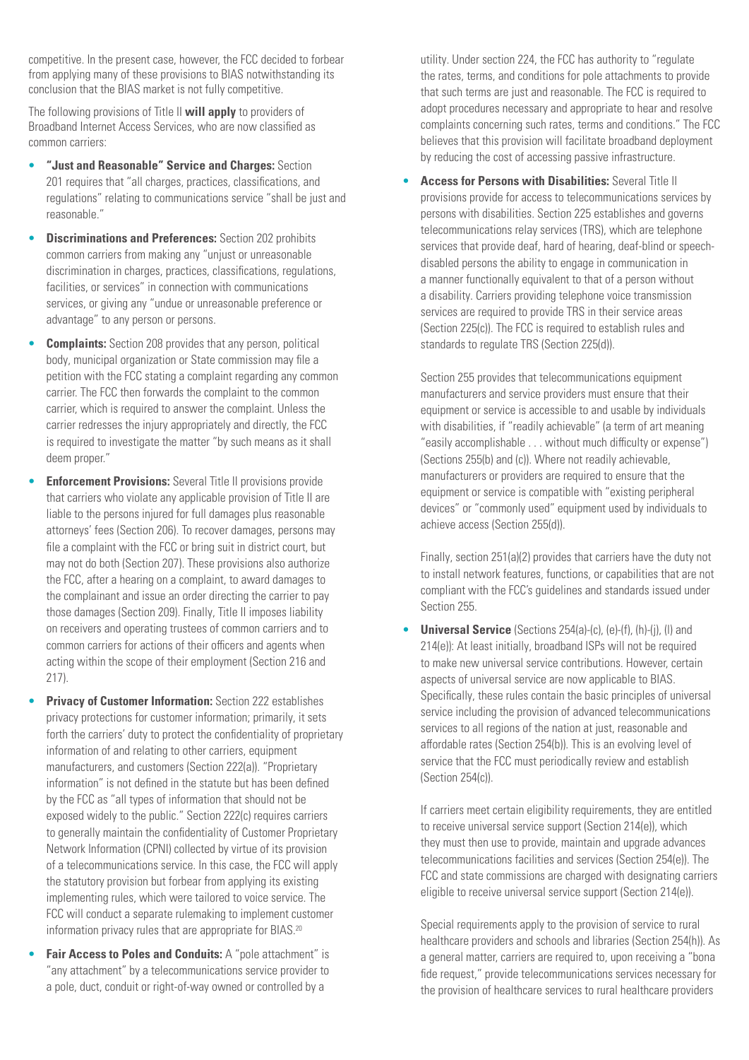competitive. In the present case, however, the FCC decided to forbear from applying many of these provisions to BIAS notwithstanding its conclusion that the BIAS market is not fully competitive.

The following provisions of Title II **will apply** to providers of Broadband Internet Access Services, who are now classified as common carriers:

- **"Just and Reasonable" Service and Charges:** Section 201 requires that "all charges, practices, classifications, and regulations" relating to communications service "shall be just and reasonable."
- **Discriminations and Preferences:** Section 202 prohibits common carriers from making any "unjust or unreasonable discrimination in charges, practices, classifications, regulations, facilities, or services" in connection with communications services, or giving any "undue or unreasonable preference or advantage" to any person or persons.
- **Complaints:** Section 208 provides that any person, political body, municipal organization or State commission may file a petition with the FCC stating a complaint regarding any common carrier. The FCC then forwards the complaint to the common carrier, which is required to answer the complaint. Unless the carrier redresses the injury appropriately and directly, the FCC is required to investigate the matter "by such means as it shall deem proper."
- **Enforcement Provisions:** Several Title II provisions provide that carriers who violate any applicable provision of Title II are liable to the persons injured for full damages plus reasonable attorneys' fees (Section 206). To recover damages, persons may file a complaint with the FCC or bring suit in district court, but may not do both (Section 207). These provisions also authorize the FCC, after a hearing on a complaint, to award damages to the complainant and issue an order directing the carrier to pay those damages (Section 209). Finally, Title II imposes liability on receivers and operating trustees of common carriers and to common carriers for actions of their officers and agents when acting within the scope of their employment (Section 216 and 217).
- **Privacy of Customer Information:** Section 222 establishes privacy protections for customer information; primarily, it sets forth the carriers' duty to protect the confidentiality of proprietary information of and relating to other carriers, equipment manufacturers, and customers (Section 222(a)). "Proprietary information" is not defined in the statute but has been defined by the FCC as "all types of information that should not be exposed widely to the public." Section 222(c) requires carriers to generally maintain the confidentiality of Customer Proprietary Network Information (CPNI) collected by virtue of its provision of a telecommunications service. In this case, the FCC will apply the statutory provision but forbear from applying its existing implementing rules, which were tailored to voice service. The FCC will conduct a separate rulemaking to implement customer information privacy rules that are appropriate for BIAS.[20]
- **Fair Access to Poles and Conduits:** A "pole attachment" is "any attachment" by a telecommunications service provider to a pole, duct, conduit or right-of-way owned or controlled by a utility. Under section 224, the FCC has authority to "regulate the rates, terms, and conditions for pole attachments to provide that such terms are just and reasonable. The FCC is required to adopt procedures necessary and appropriate to hear and resolve complaints concerning such rates, terms and conditions." The FCC believes that this provision will facilitate broadband deployment by reducing the cost of accessing passive infrastructure.
- **Access for Persons with Disabilities:** Several Title II provisions provide for access to telecommunications services by persons with disabilities. Section 225 establishes and governs telecommunications relay services (TRS), which are telephone services that provide deaf, hard of hearing, deaf-blind or speech-disabled persons the ability to engage in communication in a manner functionally equivalent to that of a person without a disability. Carriers providing telephone voice transmission services are required to provide TRS in their service areas (Section 225(c)). The FCC is required to establish rules and standards to regulate TRS (Section 225(d)).

  Section 255 provides that telecommunications equipment manufacturers and service providers must ensure that their equipment or service is accessible to and usable by individuals with disabilities, if "readily achievable" (a term of art meaning "easily accomplishable . . . without much difficulty or expense") (Sections 255(b) and (c)). Where not readily achievable, manufacturers or providers are required to ensure that the equipment or service is compatible with "existing peripheral devices" or "commonly used" equipment used by individuals to achieve access (Section 255(d)).

  Finally, section 251(a)(2) provides that carriers have the duty not to install network features, functions, or capabilities that are not compliant with the FCC's guidelines and standards issued under Section 255.
- **Universal Service** (Sections 254(a)-(c), (e)-(f), (h)-(j), (l) and 214(e)): At least initially, broadband ISPs will not be required to make new universal service contributions. However, certain aspects of universal service are now applicable to BIAS. Specifically, these rules contain the basic principles of universal service including the provision of advanced telecommunications services to all regions of the nation at just, reasonable and affordable rates (Section 254(b)). This is an evolving level of service that the FCC must periodically review and establish (Section 254(c)).

  If carriers meet certain eligibility requirements, they are entitled to receive universal service support (Section 214(e)), which they must then use to provide, maintain and upgrade advances telecommunications facilities and services (Section 254(e)). The FCC and state commissions are charged with designating carriers eligible to receive universal service support (Section 214(e)).

  Special requirements apply to the provision of service to rural healthcare providers and schools and libraries (Section 254(h)). As a general matter, carriers are required to, upon receiving a "bona fide request," provide telecommunications services necessary for the provision of healthcare services to rural healthcare providers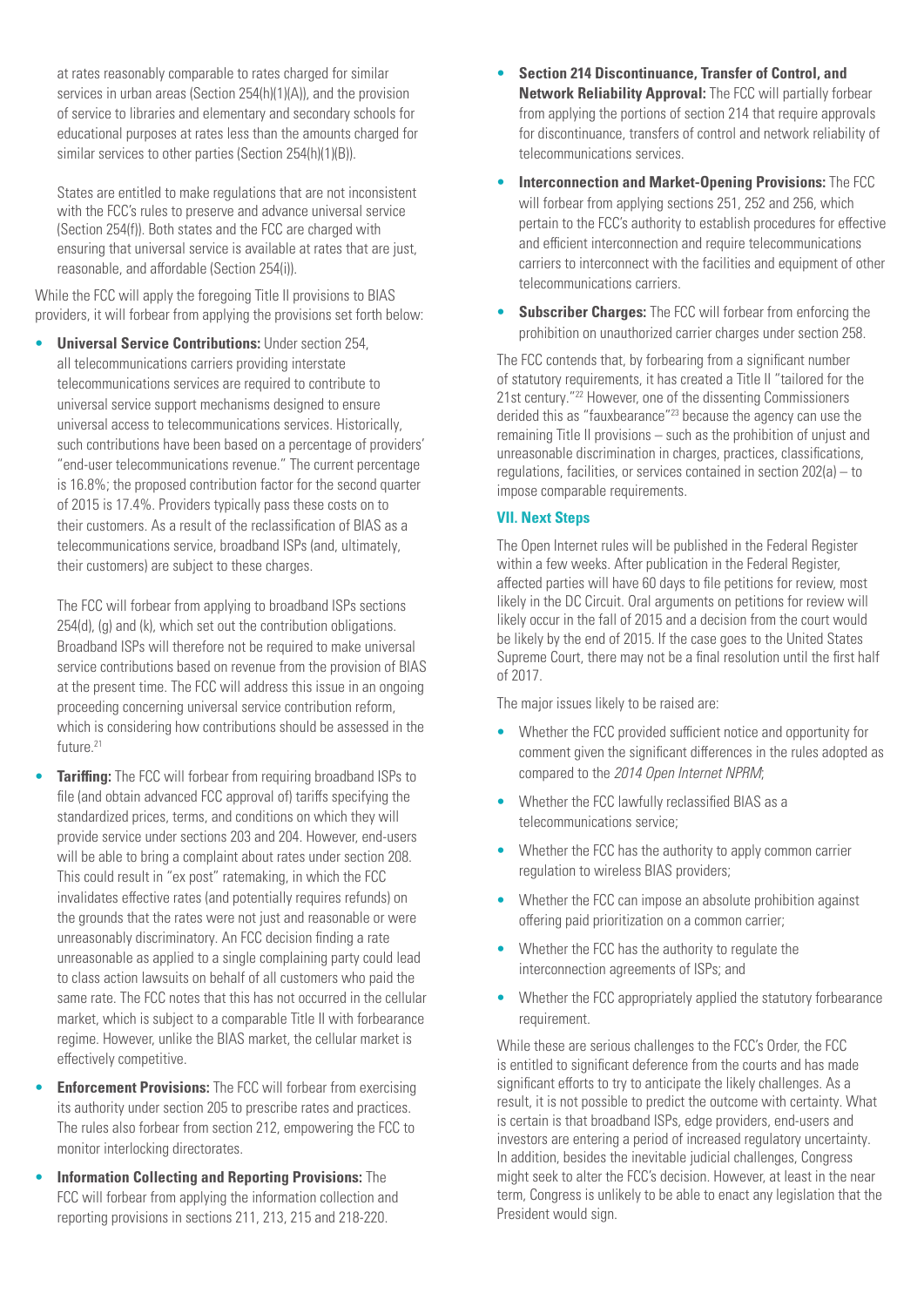at rates reasonably comparable to rates charged for similar services in urban areas (Section 254(h)(1)(A)), and the provision of service to libraries and elementary and secondary schools for educational purposes at rates less than the amounts charged for similar services to other parties (Section 254(h)(1)(B)).

States are entitled to make regulations that are not inconsistent with the FCC's rules to preserve and advance universal service (Section 254(f)). Both states and the FCC are charged with ensuring that universal service is available at rates that are just, reasonable, and affordable (Section 254(i)).

While the FCC will apply the foregoing Title II provisions to BIAS providers, it will forbear from applying the provisions set forth below:

- **Universal Service Contributions:** Under section 254, all telecommunications carriers providing interstate telecommunications services are required to contribute to universal service support mechanisms designed to ensure universal access to telecommunications services. Historically, such contributions have been based on a percentage of providers' "end-user telecommunications revenue." The current percentage is 16.8%; the proposed contribution factor for the second quarter of 2015 is 17.4%. Providers typically pass these costs on to their customers. As a result of the reclassification of BIAS as a telecommunications service, broadband ISPs (and, ultimately, their customers) are subject to these charges.

  The FCC will forbear from applying to broadband ISPs sections 254(d), (g) and (k), which set out the contribution obligations. Broadband ISPs will therefore not be required to make universal service contributions based on revenue from the provision of BIAS at the present time. The FCC will address this issue in an ongoing proceeding concerning universal service contribution reform, which is considering how contributions should be assessed in the future.[21]

- **Tariffing:** The FCC will forbear from requiring broadband ISPs to file (and obtain advanced FCC approval of) tariffs specifying the standardized prices, terms, and conditions on which they will provide service under sections 203 and 204. However, end-users will be able to bring a complaint about rates under section 208. This could result in "ex post" ratemaking, in which the FCC invalidates effective rates (and potentially requires refunds) on the grounds that the rates were not just and reasonable or were unreasonably discriminatory. An FCC decision finding a rate unreasonable as applied to a single complaining party could lead to class action lawsuits on behalf of all customers who paid the same rate. The FCC notes that this has not occurred in the cellular market, which is subject to a comparable Title II with forbearance regime. However, unlike the BIAS market, the cellular market is effectively competitive.

- **Enforcement Provisions:** The FCC will forbear from exercising its authority under section 205 to prescribe rates and practices. The rules also forbear from section 212, empowering the FCC to monitor interlocking directorates.

- **Information Collecting and Reporting Provisions:** The FCC will forbear from applying the information collection and reporting provisions in sections 211, 213, 215 and 218-220.

- **Section 214 Discontinuance, Transfer of Control, and Network Reliability Approval:** The FCC will partially forbear from applying the portions of section 214 that require approvals for discontinuance, transfers of control and network reliability of telecommunications services.

- **Interconnection and Market-Opening Provisions:** The FCC will forbear from applying sections 251, 252 and 256, which pertain to the FCC's authority to establish procedures for effective and efficient interconnection and require telecommunications carriers to interconnect with the facilities and equipment of other telecommunications carriers.

- **Subscriber Charges:** The FCC will forbear from enforcing the prohibition on unauthorized carrier charges under section 258.

The FCC contends that, by forbearing from a significant number of statutory requirements, it has created a Title II "tailored for the 21st century."[22] However, one of the dissenting Commissioners derided this as "fauxbearance"[23] because the agency can use the remaining Title II provisions – such as the prohibition of unjust and unreasonable discrimination in charges, practices, classifications, regulations, facilities, or services contained in section 202(a) – to impose comparable requirements.

## VII. Next Steps

The Open Internet rules will be published in the Federal Register within a few weeks. After publication in the Federal Register, affected parties will have 60 days to file petitions for review, most likely in the DC Circuit. Oral arguments on petitions for review will likely occur in the fall of 2015 and a decision from the court would be likely by the end of 2015. If the case goes to the United States Supreme Court, there may not be a final resolution until the first half of 2017.

The major issues likely to be raised are:

- Whether the FCC provided sufficient notice and opportunity for comment given the significant differences in the rules adopted as compared to the *2014 Open Internet NPRM*;
- Whether the FCC lawfully reclassified BIAS as a telecommunications service;
- Whether the FCC has the authority to apply common carrier regulation to wireless BIAS providers;
- Whether the FCC can impose an absolute prohibition against offering paid prioritization on a common carrier;
- Whether the FCC has the authority to regulate the interconnection agreements of ISPs; and
- Whether the FCC appropriately applied the statutory forbearance requirement.

While these are serious challenges to the FCC's Order, the FCC is entitled to significant deference from the courts and has made significant efforts to try to anticipate the likely challenges. As a result, it is not possible to predict the outcome with certainty. What is certain is that broadband ISPs, edge providers, end-users and investors are entering a period of increased regulatory uncertainty. In addition, besides the inevitable judicial challenges, Congress might seek to alter the FCC's decision. However, at least in the near term, Congress is unlikely to be able to enact any legislation that the President would sign.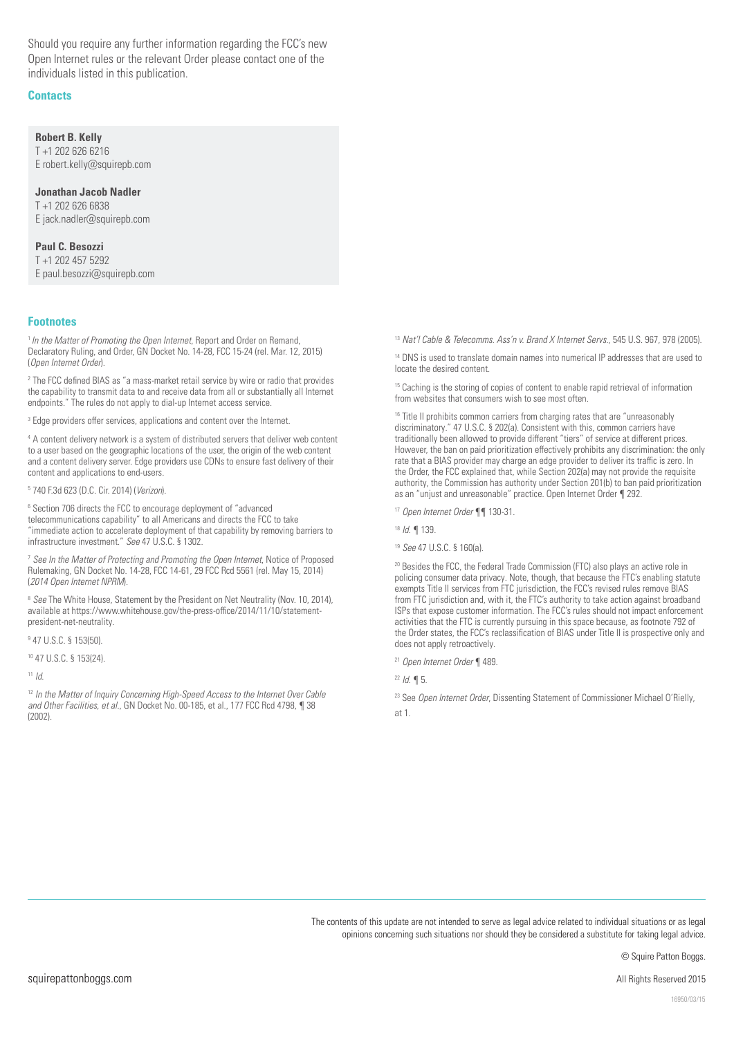Should you require any further information regarding the FCC's new Open Internet rules or the relevant Order please contact one of the individuals listed in this publication.

### Contacts

**Robert B. Kelly**
T +1 202 626 6216
E robert.kelly@squirepb.com

**Jonathan Jacob Nadler**
T +1 202 626 6838
E jack.nadler@squirepb.com

**Paul C. Besozzi**
T +1 202 457 5292
E paul.besozzi@squirepb.com

### Footnotes

[1] *In the Matter of Promoting the Open Internet*, Report and Order on Remand, Declaratory Ruling, and Order, GN Docket No. 14-28, FCC 15-24 (rel. Mar. 12, 2015) (*Open Internet Order*).

[2] The FCC defined BIAS as "a mass-market retail service by wire or radio that provides the capability to transmit data to and receive data from all or substantially all Internet endpoints." The rules do not apply to dial-up Internet access service.

[3] Edge providers offer services, applications and content over the Internet.

[4] A content delivery network is a system of distributed servers that deliver web content to a user based on the geographic locations of the user, the origin of the web content and a content delivery server. Edge providers use CDNs to ensure fast delivery of their content and applications to end-users.

[5] 740 F.3d 623 (D.C. Cir. 2014) (*Verizon*).

[6] Section 706 directs the FCC to encourage deployment of "advanced telecommunications capability" to all Americans and directs the FCC to take "immediate action to accelerate deployment of that capability by removing barriers to infrastructure investment." *See* 47 U.S.C. § 1302.

[7] *See In the Matter of Protecting and Promoting the Open Internet*, Notice of Proposed Rulemaking, GN Docket No. 14-28, FCC 14-61, 29 FCC Rcd 5561 (rel. May 15, 2014) (*2014 Open Internet NPRM*).

[8] *See* The White House, Statement by the President on Net Neutrality (Nov. 10, 2014), available at https://www.whitehouse.gov/the-press-office/2014/11/10/statement-president-net-neutrality.

[9] 47 U.S.C. § 153(50).

[10] 47 U.S.C. § 153(24).

[11] *Id.*

[12] *In the Matter of Inquiry Concerning High-Speed Access to the Internet Over Cable and Other Facilities, et al.*, GN Docket No. 00-185, et al., 177 FCC Rcd 4798, ¶ 38 (2002).

[13] *Nat'l Cable & Telecomms. Ass'n v. Brand X Internet Servs.*, 545 U.S. 967, 978 (2005).

[14] DNS is used to translate domain names into numerical IP addresses that are used to locate the desired content.

[15] Caching is the storing of copies of content to enable rapid retrieval of information from websites that consumers wish to see most often.

[16] Title II prohibits common carriers from charging rates that are "unreasonably discriminatory." 47 U.S.C. § 202(a). Consistent with this, common carriers have traditionally been allowed to provide different "tiers" of service at different prices. However, the ban on paid prioritization effectively prohibits any discrimination: the only rate that a BIAS provider may charge an edge provider to deliver its traffic is zero. In the Order, the FCC explained that, while Section 202(a) may not provide the requisite authority, the Commission has authority under Section 201(b) to ban paid prioritization as an "unjust and unreasonable" practice. Open Internet Order ¶ 292.

[17] *Open Internet Order* ¶¶ 130-31.

[18] *Id.* ¶ 139.

[19] *See* 47 U.S.C. § 160(a).

[20] Besides the FCC, the Federal Trade Commission (FTC) also plays an active role in policing consumer data privacy. Note, though, that because the FTC's enabling statute exempts Title II services from FTC jurisdiction, the FCC's revised rules remove BIAS from FTC jurisdiction and, with it, the FTC's authority to take action against broadband ISPs that expose customer information. The FCC's rules should not impact enforcement activities that the FTC is currently pursuing in this space because, as footnote 792 of the Order states, the FCC's reclassification of BIAS under Title II is prospective only and does not apply retroactively.

[21] *Open Internet Order* ¶ 489.

[22] *Id.* ¶ 5.

[23] See *Open Internet Order*, Dissenting Statement of Commissioner Michael O'Rielly, at 1.

The contents of this update are not intended to serve as legal advice related to individual situations or as legal opinions concerning such situations nor should they be considered a substitute for taking legal advice.

© Squire Patton Boggs.

All Rights Reserved 2015

squirepattonboggs.com

16950/03/15